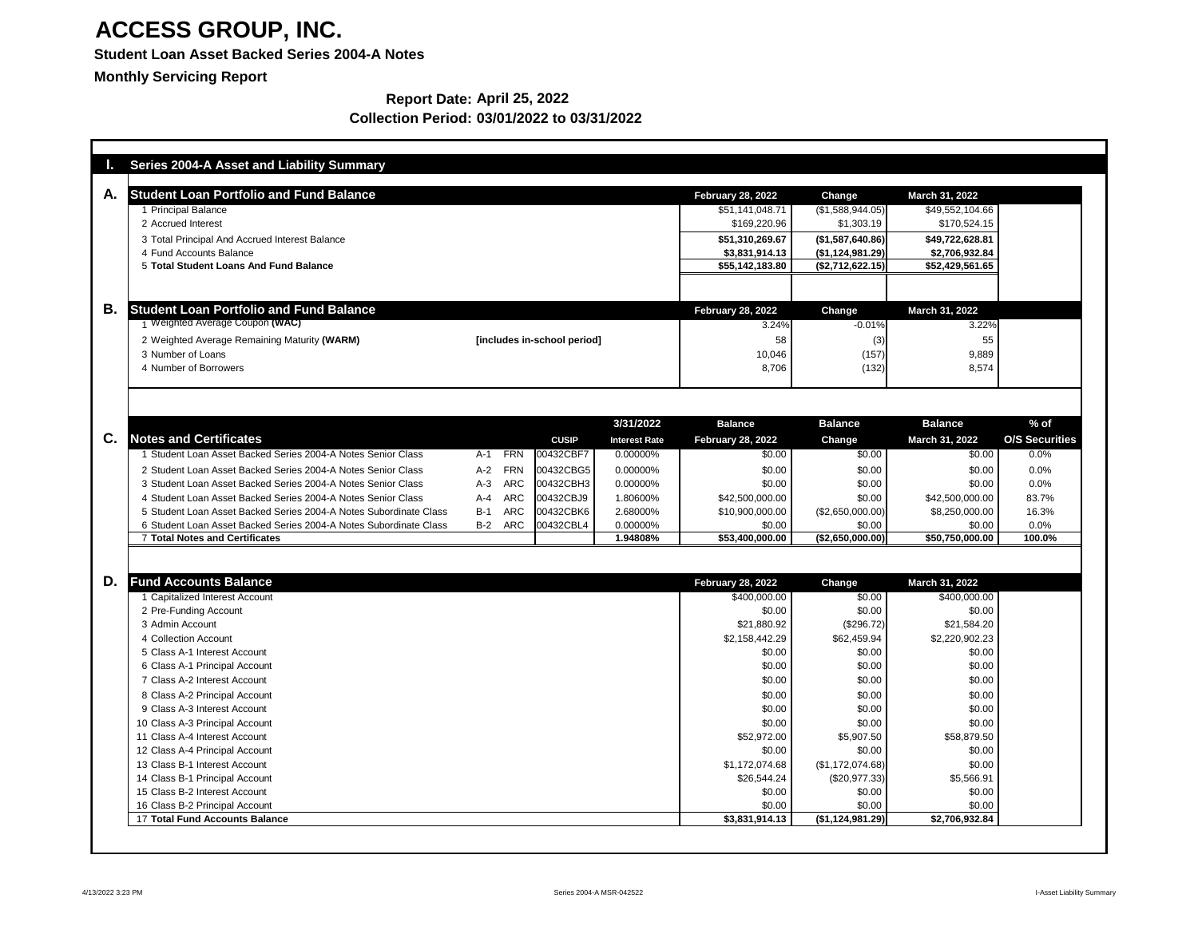# ACCESS GROUP, INC.

**Student Loan Asset Backed Series 2004-A Notes**

**Monthly Servicing Report**

**Report Date: April 25, 2022**

**Collection Period: 03/01/2022 to 03/31/2022**

## I. Series 2004-A Asset and Liability Summary

### A. Student Loan Portfolio and Fund Balance

| | Student Loan Portfolio and Fund Balance | February 28, 2022 | Change | March 31, 2022 |
|---|---|---|---|---|
| 1 | Principal Balance | $51,141,048.71 | ($1,588,944.05) | $49,552,104.66 |
| 2 | Accrued Interest | $169,220.96 | $1,303.19 | $170,524.15 |
| 3 | Total Principal And Accrued Interest Balance | **$51,310,269.67** | **($1,587,640.86)** | **$49,722,628.81** |
| 4 | Fund Accounts Balance | **$3,831,914.13** | **($1,124,981.29)** | **$2,706,932.84** |
| 5 | **Total Student Loans And Fund Balance** | **$55,142,183.80** | **($2,712,622.15)** | **$52,429,561.65** |

### B. Student Loan Portfolio and Fund Balance

| | Student Loan Portfolio and Fund Balance | | February 28, 2022 | Change | March 31, 2022 |
|---|---|---|---|---|---|
| 1 | Weighted Average Coupon **(WAC)** | | 3.24% | -0.01% | 3.22% |
| 2 | Weighted Average Remaining Maturity **(WARM)** | **[includes in-school period]** | 58 | (3) | 55 |
| 3 | Number of Loans | | 10,046 | (157) | 9,889 |
| 4 | Number of Borrowers | | 8,706 | (132) | 8,574 |

### C. Notes and Certificates

| | Notes and Certificates | | | CUSIP | 3/31/2022 Interest Rate | Balance February 28, 2022 | Balance Change | Balance March 31, 2022 | % of O/S Securities |
|---|---|---|---|---|---|---|---|---|---|
| 1 | Student Loan Asset Backed Series 2004-A Notes Senior Class | A-1 | FRN | 00432CBF7 | 0.00000% | $0.00 | $0.00 | $0.00 | 0.0% |
| 2 | Student Loan Asset Backed Series 2004-A Notes Senior Class | A-2 | FRN | 00432CBG5 | 0.00000% | $0.00 | $0.00 | $0.00 | 0.0% |
| 3 | Student Loan Asset Backed Series 2004-A Notes Senior Class | A-3 | ARC | 00432CBH3 | 0.00000% | $0.00 | $0.00 | $0.00 | 0.0% |
| 4 | Student Loan Asset Backed Series 2004-A Notes Senior Class | A-4 | ARC | 00432CBJ9 | 1.80600% | $42,500,000.00 | $0.00 | $42,500,000.00 | 83.7% |
| 5 | Student Loan Asset Backed Series 2004-A Notes Subordinate Class | B-1 | ARC | 00432CBK6 | 2.68000% | $10,900,000.00 | ($2,650,000.00) | $8,250,000.00 | 16.3% |
| 6 | Student Loan Asset Backed Series 2004-A Notes Subordinate Class | B-2 | ARC | 00432CBL4 | 0.00000% | $0.00 | $0.00 | $0.00 | 0.0% |
| 7 | **Total Notes and Certificates** | | | | **1.94808%** | **$53,400,000.00** | **($2,650,000.00)** | **$50,750,000.00** | **100.0%** |

### D. Fund Accounts Balance

| | Fund Accounts Balance | February 28, 2022 | Change | March 31, 2022 |
|---|---|---|---|---|
| 1 | Capitalized Interest Account | $400,000.00 | $0.00 | $400,000.00 |
| 2 | Pre-Funding Account | $0.00 | $0.00 | $0.00 |
| 3 | Admin Account | $21,880.92 | ($296.72) | $21,584.20 |
| 4 | Collection Account | $2,158,442.29 | $62,459.94 | $2,220,902.23 |
| 5 | Class A-1 Interest Account | $0.00 | $0.00 | $0.00 |
| 6 | Class A-1 Principal Account | $0.00 | $0.00 | $0.00 |
| 7 | Class A-2 Interest Account | $0.00 | $0.00 | $0.00 |
| 8 | Class A-2 Principal Account | $0.00 | $0.00 | $0.00 |
| 9 | Class A-3 Interest Account | $0.00 | $0.00 | $0.00 |
| 10 | Class A-3 Principal Account | $0.00 | $0.00 | $0.00 |
| 11 | Class A-4 Interest Account | $52,972.00 | $5,907.50 | $58,879.50 |
| 12 | Class A-4 Principal Account | $0.00 | $0.00 | $0.00 |
| 13 | Class B-1 Interest Account | $1,172,074.68 | ($1,172,074.68) | $0.00 |
| 14 | Class B-1 Principal Account | $26,544.24 | ($20,977.33) | $5,566.91 |
| 15 | Class B-2 Interest Account | $0.00 | $0.00 | $0.00 |
| 16 | Class B-2 Principal Account | $0.00 | $0.00 | $0.00 |
| 17 | **Total Fund Accounts Balance** | **$3,831,914.13** | **($1,124,981.29)** | **$2,706,932.84** |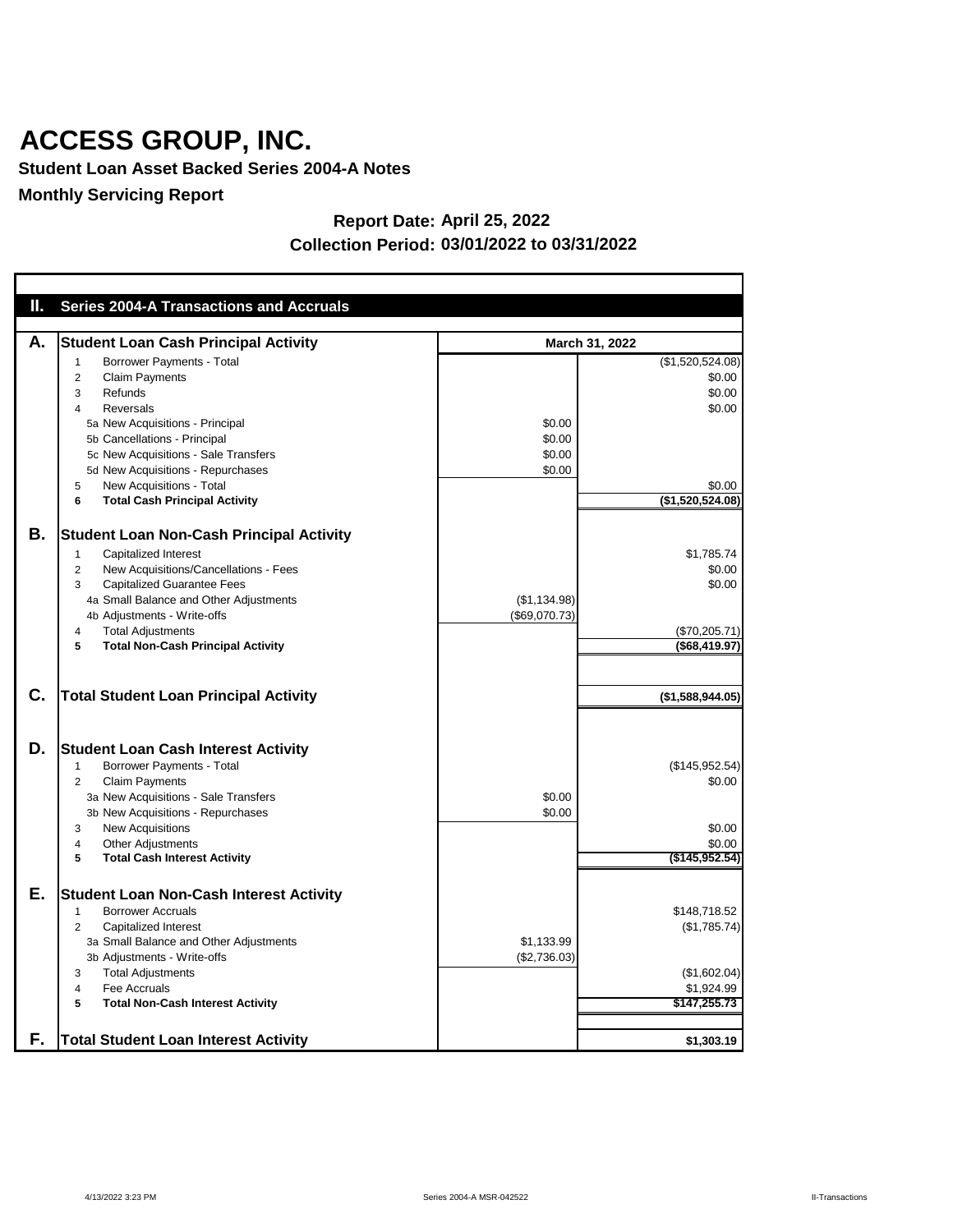# ACCESS GROUP, INC.

**Student Loan Asset Backed Series 2004-A Notes**

**Monthly Servicing Report**

**Report Date: April 25, 2022**

**Collection Period: 03/01/2022 to 03/31/2022**

## II. Series 2004-A Transactions and Accruals

| | | | March 31, 2022 |
|---|---|---|---|
| **A.** | **Student Loan Cash Principal Activity** | | |
| | 1 Borrower Payments - Total | | ($1,520,524.08) |
| | 2 Claim Payments | | $0.00 |
| | 3 Refunds | | $0.00 |
| | 4 Reversals | | $0.00 |
| | 5a New Acquisitions - Principal | $0.00 | |
| | 5b Cancellations - Principal | $0.00 | |
| | 5c New Acquisitions - Sale Transfers | $0.00 | |
| | 5d New Acquisitions - Repurchases | $0.00 | |
| | 5 New Acquisitions - Total | | $0.00 |
| | **6 Total Cash Principal Activity** | | **($1,520,524.08)** |
| **B.** | **Student Loan Non-Cash Principal Activity** | | |
| | 1 Capitalized Interest | | $1,785.74 |
| | 2 New Acquisitions/Cancellations - Fees | | $0.00 |
| | 3 Capitalized Guarantee Fees | | $0.00 |
| | 4a Small Balance and Other Adjustments | ($1,134.98) | |
| | 4b Adjustments - Write-offs | ($69,070.73) | |
| | 4 Total Adjustments | | ($70,205.71) |
| | **5 Total Non-Cash Principal Activity** | | **($68,419.97)** |
| **C.** | **Total Student Loan Principal Activity** | | **($1,588,944.05)** |
| **D.** | **Student Loan Cash Interest Activity** | | |
| | 1 Borrower Payments - Total | | ($145,952.54) |
| | 2 Claim Payments | | $0.00 |
| | 3a New Acquisitions - Sale Transfers | $0.00 | |
| | 3b New Acquisitions - Repurchases | $0.00 | |
| | 3 New Acquisitions | | $0.00 |
| | 4 Other Adjustments | | $0.00 |
| | **5 Total Cash Interest Activity** | | **($145,952.54)** |
| **E.** | **Student Loan Non-Cash Interest Activity** | | |
| | 1 Borrower Accruals | | $148,718.52 |
| | 2 Capitalized Interest | | ($1,785.74) |
| | 3a Small Balance and Other Adjustments | $1,133.99 | |
| | 3b Adjustments - Write-offs | ($2,736.03) | |
| | 3 Total Adjustments | | ($1,602.04) |
| | 4 Fee Accruals | | $1,924.99 |
| | **5 Total Non-Cash Interest Activity** | | **$147,255.73** |
| **F.** | **Total Student Loan Interest Activity** | | **$1,303.19** |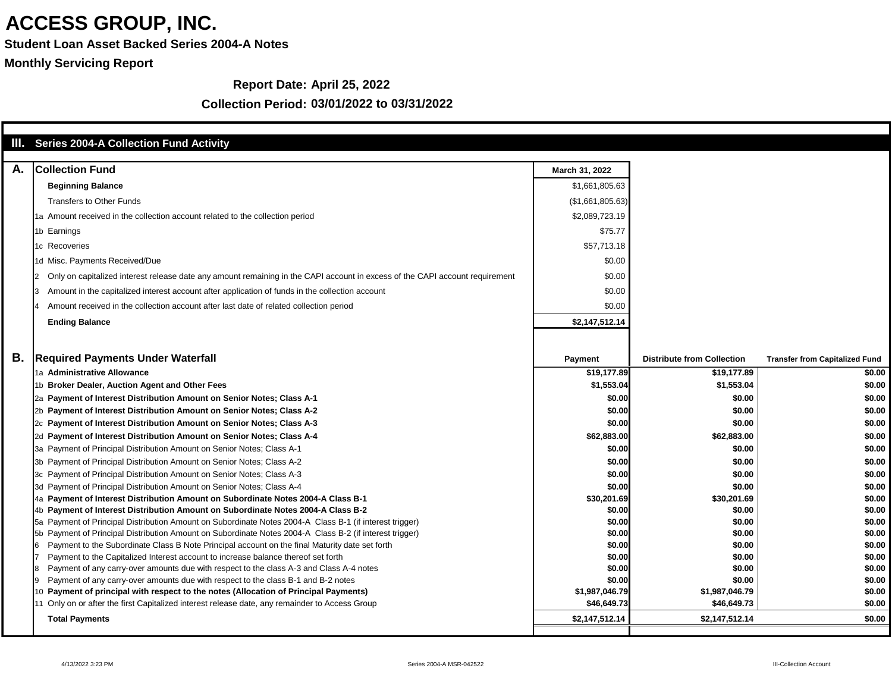# ACCESS GROUP, INC.

**Student Loan Asset Backed Series 2004-A Notes**

**Monthly Servicing Report**

**Report Date: April 25, 2022**

**Collection Period: 03/01/2022 to 03/31/2022**

## III. Series 2004-A Collection Fund Activity

### A. Collection Fund

| | | March 31, 2022 |
|---|---|---|
| | **Beginning Balance** | $1,661,805.63 |
| | Transfers to Other Funds | ($1,661,805.63) |
| 1a | Amount received in the collection account related to the collection period | $2,089,723.19 |
| 1b | Earnings | $75.77 |
| 1c | Recoveries | $57,713.18 |
| 1d | Misc. Payments Received/Due | $0.00 |
| 2 | Only on capitalized interest release date any amount remaining in the CAPI account in excess of the CAPI account requirement | $0.00 |
| 3 | Amount in the capitalized interest account after application of funds in the collection account | $0.00 |
| 4 | Amount received in the collection account after last date of related collection period | $0.00 |
| | **Ending Balance** | **$2,147,512.14** |

### B. Required Payments Under Waterfall

| | | Payment | Distribute from Collection | Transfer from Capitalized Fund |
|---|---|---|---|---|
| 1a | **Administrative Allowance** | $19,177.89 | $19,177.89 | $0.00 |
| 1b | **Broker Dealer, Auction Agent and Other Fees** | $1,553.04 | $1,553.04 | $0.00 |
| 2a | **Payment of Interest Distribution Amount on Senior Notes; Class A-1** | $0.00 | $0.00 | $0.00 |
| 2b | **Payment of Interest Distribution Amount on Senior Notes; Class A-2** | $0.00 | $0.00 | $0.00 |
| 2c | **Payment of Interest Distribution Amount on Senior Notes; Class A-3** | $0.00 | $0.00 | $0.00 |
| 2d | **Payment of Interest Distribution Amount on Senior Notes; Class A-4** | $62,883.00 | $62,883.00 | $0.00 |
| 3a | Payment of Principal Distribution Amount on Senior Notes; Class A-1 | $0.00 | $0.00 | $0.00 |
| 3b | Payment of Principal Distribution Amount on Senior Notes; Class A-2 | $0.00 | $0.00 | $0.00 |
| 3c | Payment of Principal Distribution Amount on Senior Notes; Class A-3 | $0.00 | $0.00 | $0.00 |
| 3d | Payment of Principal Distribution Amount on Senior Notes; Class A-4 | $0.00 | $0.00 | $0.00 |
| 4a | **Payment of Interest Distribution Amount on Subordinate Notes 2004-A Class B-1** | $30,201.69 | $30,201.69 | $0.00 |
| 4b | **Payment of Interest Distribution Amount on Subordinate Notes 2004-A Class B-2** | $0.00 | $0.00 | $0.00 |
| 5a | Payment of Principal Distribution Amount on Subordinate Notes 2004-A Class B-1 (if interest trigger) | $0.00 | $0.00 | $0.00 |
| 5b | Payment of Principal Distribution Amount on Subordinate Notes 2004-A Class B-2 (if interest trigger) | $0.00 | $0.00 | $0.00 |
| 6 | Payment to the Subordinate Class B Note Principal account on the final Maturity date set forth | $0.00 | $0.00 | $0.00 |
| 7 | Payment to the Capitalized Interest account to increase balance thereof set forth | $0.00 | $0.00 | $0.00 |
| 8 | Payment of any carry-over amounts due with respect to the class A-3 and Class A-4 notes | $0.00 | $0.00 | $0.00 |
| 9 | Payment of any carry-over amounts due with respect to the class B-1 and B-2 notes | $0.00 | $0.00 | $0.00 |
| 10 | **Payment of principal with respect to the notes (Allocation of Principal Payments)** | $1,987,046.79 | $1,987,046.79 | $0.00 |
| 11 | Only on or after the first Capitalized interest release date, any remainder to Access Group | $46,649.73 | $46,649.73 | $0.00 |
| | **Total Payments** | $2,147,512.14 | $2,147,512.14 | $0.00 |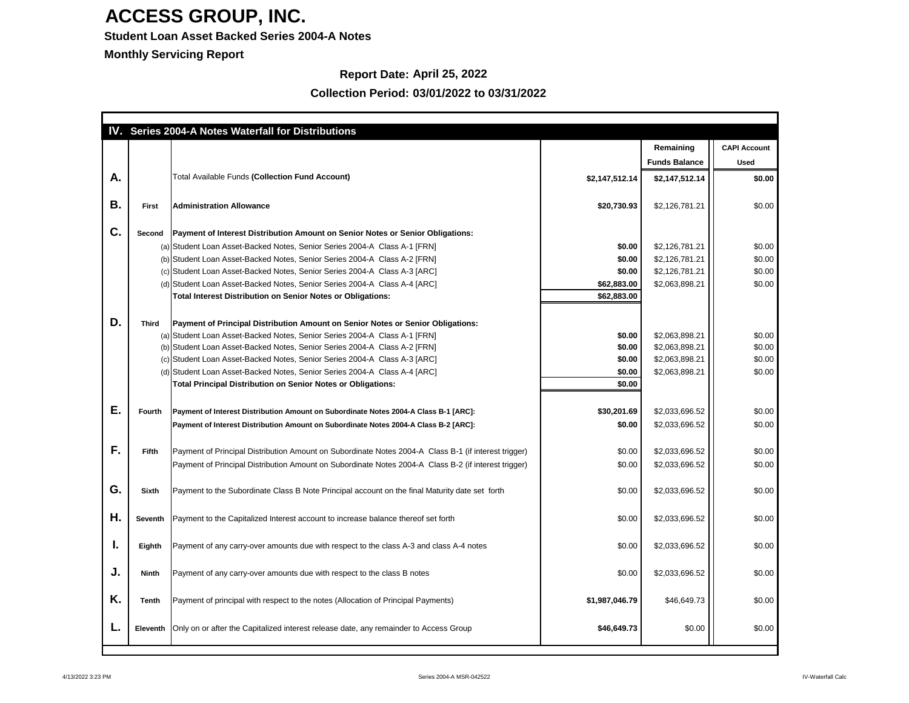# ACCESS GROUP, INC.

**Student Loan Asset Backed Series 2004-A Notes**

**Monthly Servicing Report**

**Report Date: April 25, 2022**

**Collection Period: 03/01/2022 to 03/31/2022**

| | | **IV. Series 2004-A Notes Waterfall for Distributions** | | **Remaining Funds Balance** | **CAPI Account Used** |
|---|---|---|---|---|---|
| **A.** | | Total Available Funds **(Collection Fund Account)** | **$2,147,512.14** | **$2,147,512.14** | **$0.00** |
| **B.** | **First** | **Administration Allowance** | **$20,730.93** | $2,126,781.21 | $0.00 |
| **C.** | **Second** | **Payment of Interest Distribution Amount on Senior Notes or Senior Obligations:** | | | |
| | (a) | Student Loan Asset-Backed Notes, Senior Series 2004-A Class A-1 [FRN] | **$0.00** | $2,126,781.21 | $0.00 |
| | (b) | Student Loan Asset-Backed Notes, Senior Series 2004-A Class A-2 [FRN] | **$0.00** | $2,126,781.21 | $0.00 |
| | (c) | Student Loan Asset-Backed Notes, Senior Series 2004-A Class A-3 [ARC] | **$0.00** | $2,126,781.21 | $0.00 |
| | (d) | Student Loan Asset-Backed Notes, Senior Series 2004-A Class A-4 [ARC] | **$62,883.00** | $2,063,898.21 | $0.00 |
| | | **Total Interest Distribution on Senior Notes or Obligations:** | **$62,883.00** | | |
| **D.** | **Third** | **Payment of Principal Distribution Amount on Senior Notes or Senior Obligations:** | | | |
| | (a) | Student Loan Asset-Backed Notes, Senior Series 2004-A Class A-1 [FRN] | **$0.00** | $2,063,898.21 | $0.00 |
| | (b) | Student Loan Asset-Backed Notes, Senior Series 2004-A Class A-2 [FRN] | **$0.00** | $2,063,898.21 | $0.00 |
| | (c) | Student Loan Asset-Backed Notes, Senior Series 2004-A Class A-3 [ARC] | **$0.00** | $2,063,898.21 | $0.00 |
| | (d) | Student Loan Asset-Backed Notes, Senior Series 2004-A Class A-4 [ARC] | **$0.00** | $2,063,898.21 | $0.00 |
| | | **Total Principal Distribution on Senior Notes or Obligations:** | **$0.00** | | |
| **E.** | **Fourth** | **Payment of Interest Distribution Amount on Subordinate Notes 2004-A Class B-1 [ARC]:** | **$30,201.69** | $2,033,696.52 | $0.00 |
| | | **Payment of Interest Distribution Amount on Subordinate Notes 2004-A Class B-2 [ARC]:** | **$0.00** | $2,033,696.52 | $0.00 |
| **F.** | **Fifth** | Payment of Principal Distribution Amount on Subordinate Notes 2004-A Class B-1 (if interest trigger) | $0.00 | $2,033,696.52 | $0.00 |
| | | Payment of Principal Distribution Amount on Subordinate Notes 2004-A Class B-2 (if interest trigger) | $0.00 | $2,033,696.52 | $0.00 |
| **G.** | **Sixth** | Payment to the Subordinate Class B Note Principal account on the final Maturity date set forth | $0.00 | $2,033,696.52 | $0.00 |
| **H.** | **Seventh** | Payment to the Capitalized Interest account to increase balance thereof set forth | $0.00 | $2,033,696.52 | $0.00 |
| **I.** | **Eighth** | Payment of any carry-over amounts due with respect to the class A-3 and class A-4 notes | $0.00 | $2,033,696.52 | $0.00 |
| **J.** | **Ninth** | Payment of any carry-over amounts due with respect to the class B notes | $0.00 | $2,033,696.52 | $0.00 |
| **K.** | **Tenth** | Payment of principal with respect to the notes (Allocation of Principal Payments) | **$1,987,046.79** | $46,649.73 | $0.00 |
| **L.** | **Eleventh** | Only on or after the Capitalized interest release date, any remainder to Access Group | **$46,649.73** | $0.00 | $0.00 |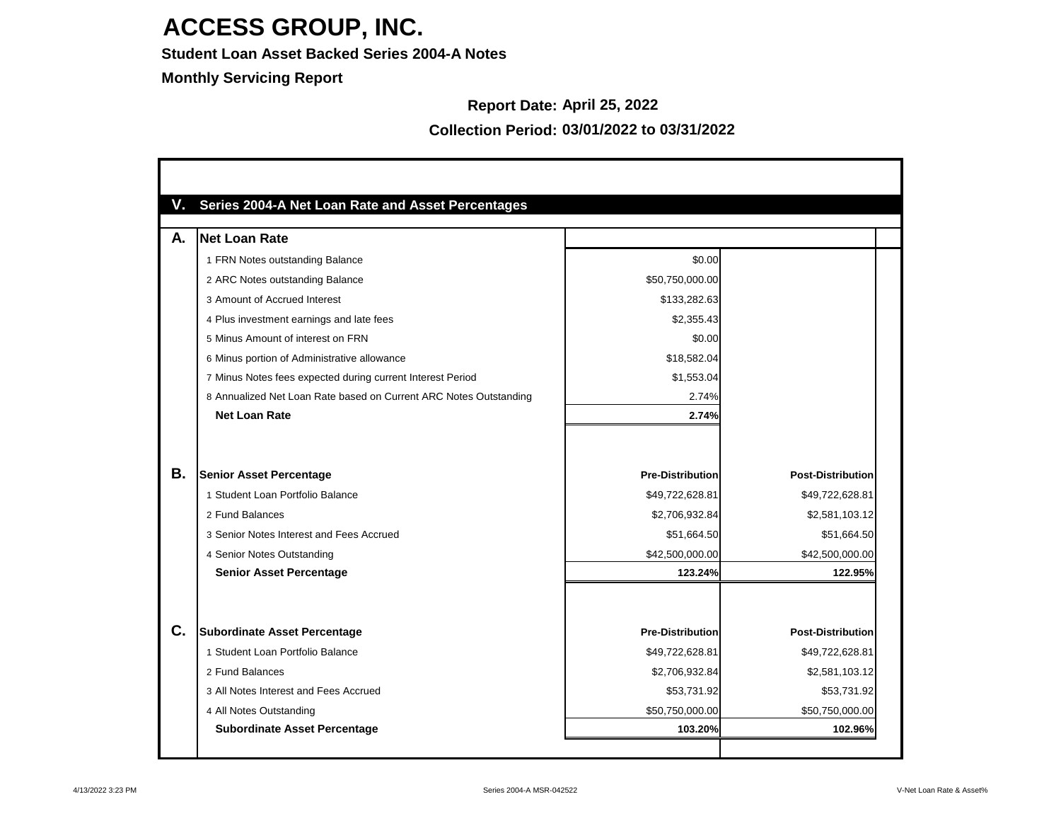# ACCESS GROUP, INC.

**Student Loan Asset Backed Series 2004-A Notes**

**Monthly Servicing Report**

**Report Date:** April 25, 2022

**Collection Period:** 03/01/2022 to 03/31/2022

## V. Series 2004-A Net Loan Rate and Asset Percentages

### A. Net Loan Rate

| | | |
|---|---|---|
| 1 FRN Notes outstanding Balance | $0.00 | |
| 2 ARC Notes outstanding Balance | $50,750,000.00 | |
| 3 Amount of Accrued Interest | $133,282.63 | |
| 4 Plus investment earnings and late fees | $2,355.43 | |
| 5 Minus Amount of interest on FRN | $0.00 | |
| 6 Minus portion of Administrative allowance | $18,582.04 | |
| 7 Minus Notes fees expected during current Interest Period | $1,553.04 | |
| 8 Annualized Net Loan Rate based on Current ARC Notes Outstanding | 2.74% | |
| **Net Loan Rate** | **2.74%** | |

### B. Senior Asset Percentage

| | Pre-Distribution | Post-Distribution |
|---|---|---|
| 1 Student Loan Portfolio Balance | $49,722,628.81 | $49,722,628.81 |
| 2 Fund Balances | $2,706,932.84 | $2,581,103.12 |
| 3 Senior Notes Interest and Fees Accrued | $51,664.50 | $51,664.50 |
| 4 Senior Notes Outstanding | $42,500,000.00 | $42,500,000.00 |
| **Senior Asset Percentage** | **123.24%** | **122.95%** |

### C. Subordinate Asset Percentage

| | Pre-Distribution | Post-Distribution |
|---|---|---|
| 1 Student Loan Portfolio Balance | $49,722,628.81 | $49,722,628.81 |
| 2 Fund Balances | $2,706,932.84 | $2,581,103.12 |
| 3 All Notes Interest and Fees Accrued | $53,731.92 | $53,731.92 |
| 4 All Notes Outstanding | $50,750,000.00 | $50,750,000.00 |
| **Subordinate Asset Percentage** | **103.20%** | **102.96%** |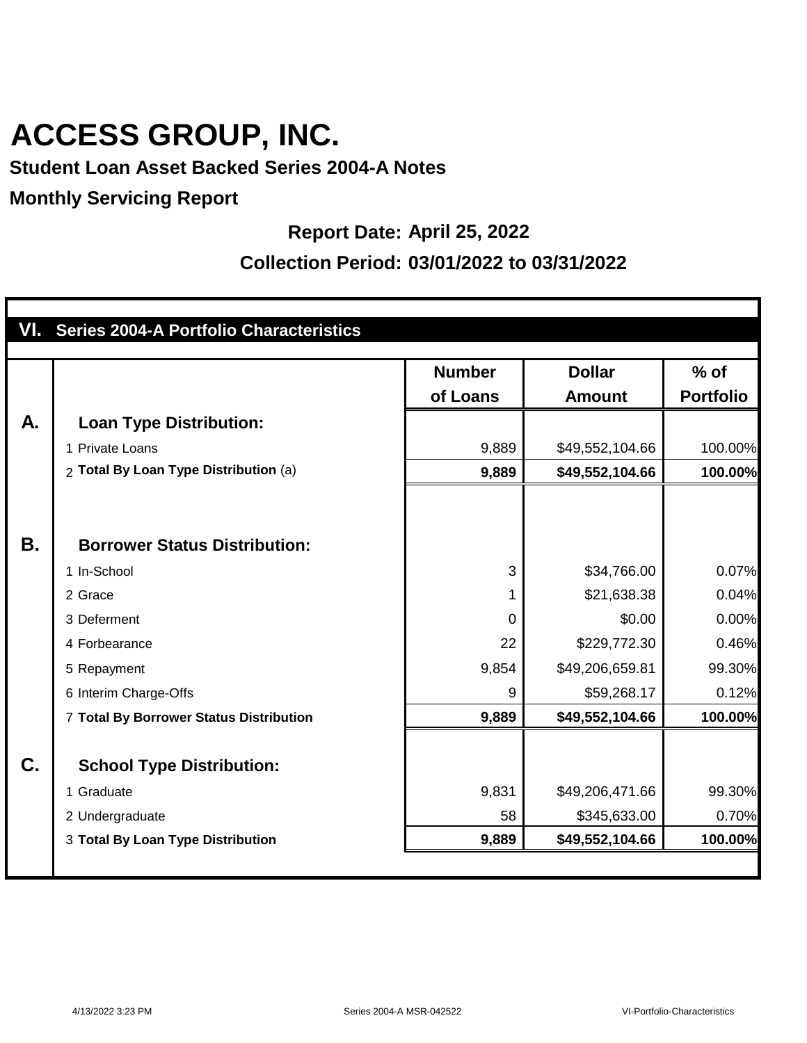# ACCESS GROUP, INC.

**Student Loan Asset Backed Series 2004-A Notes**

**Monthly Servicing Report**

**Report Date: April 25, 2022**

**Collection Period: 03/01/2022 to 03/31/2022**

## VI. Series 2004-A Portfolio Characteristics

| | | Number of Loans | Dollar Amount | % of Portfolio |
|---|---|---|---|---|
| **A.** | **Loan Type Distribution:** | | | |
| | 1 Private Loans | 9,889 | $49,552,104.66 | 100.00% |
| | 2 **Total By Loan Type Distribution** (a) | **9,889** | **$49,552,104.66** | **100.00%** |
| **B.** | **Borrower Status Distribution:** | | | |
| | 1 In-School | 3 | $34,766.00 | 0.07% |
| | 2 Grace | 1 | $21,638.38 | 0.04% |
| | 3 Deferment | 0 | $0.00 | 0.00% |
| | 4 Forbearance | 22 | $229,772.30 | 0.46% |
| | 5 Repayment | 9,854 | $49,206,659.81 | 99.30% |
| | 6 Interim Charge-Offs | 9 | $59,268.17 | 0.12% |
| | 7 **Total By Borrower Status Distribution** | **9,889** | **$49,552,104.66** | **100.00%** |
| **C.** | **School Type Distribution:** | | | |
| | 1 Graduate | 9,831 | $49,206,471.66 | 99.30% |
| | 2 Undergraduate | 58 | $345,633.00 | 0.70% |
| | 3 **Total By Loan Type Distribution** | **9,889** | **$49,552,104.66** | **100.00%** |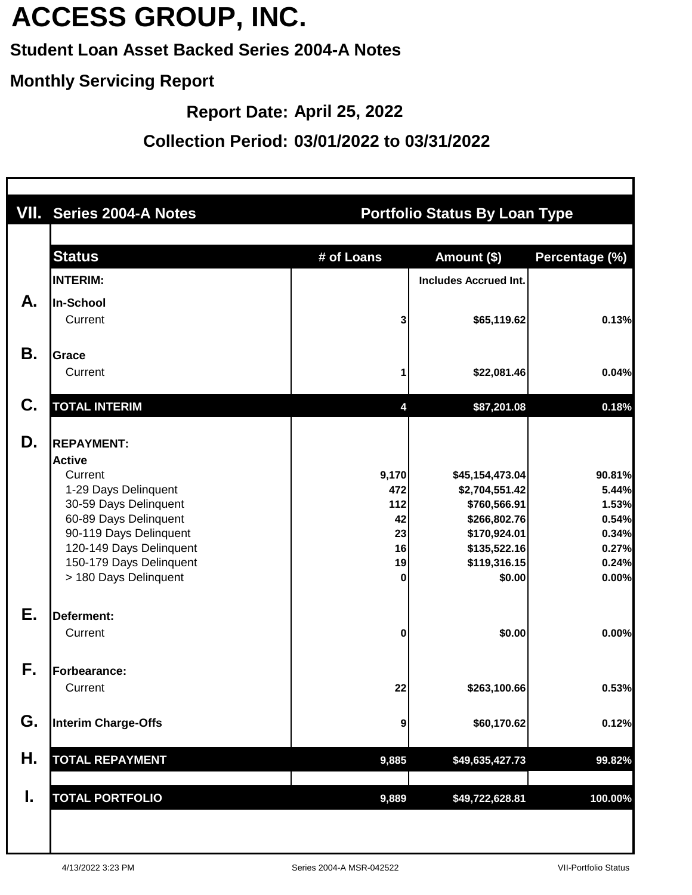# ACCESS GROUP, INC.

**Student Loan Asset Backed Series 2004-A Notes**

**Monthly Servicing Report**

**Report Date: April 25, 2022**

**Collection Period: 03/01/2022 to 03/31/2022**

## VII. Series 2004-A Notes — Portfolio Status By Loan Type

| | Status | # of Loans | Amount ($) | Percentage (%) |
|---|---|---|---|---|
| | **INTERIM:** | | Includes Accrued Int. | |
| **A.** | **In-School** | | | |
| | Current | 3 | $65,119.62 | 0.13% |
| **B.** | **Grace** | | | |
| | Current | 1 | $22,081.46 | 0.04% |
| **C.** | **TOTAL INTERIM** | 4 | $87,201.08 | 0.18% |
| **D.** | **REPAYMENT:** | | | |
| | **Active** | | | |
| | Current | 9,170 | $45,154,473.04 | 90.81% |
| | 1-29 Days Delinquent | 472 | $2,704,551.42 | 5.44% |
| | 30-59 Days Delinquent | 112 | $760,566.91 | 1.53% |
| | 60-89 Days Delinquent | 42 | $266,802.76 | 0.54% |
| | 90-119 Days Delinquent | 23 | $170,924.01 | 0.34% |
| | 120-149 Days Delinquent | 16 | $135,522.16 | 0.27% |
| | 150-179 Days Delinquent | 19 | $119,316.15 | 0.24% |
| | > 180 Days Delinquent | 0 | $0.00 | 0.00% |
| **E.** | **Deferment:** | | | |
| | Current | 0 | $0.00 | 0.00% |
| **F.** | **Forbearance:** | | | |
| | Current | 22 | $263,100.66 | 0.53% |
| **G.** | **Interim Charge-Offs** | 9 | $60,170.62 | 0.12% |
| **H.** | **TOTAL REPAYMENT** | 9,885 | $49,635,427.73 | 99.82% |
| **I.** | **TOTAL PORTFOLIO** | 9,889 | $49,722,628.81 | 100.00% |

4/13/2022 3:23 PM Series 2004-A MSR-042522 VII-Portfolio Status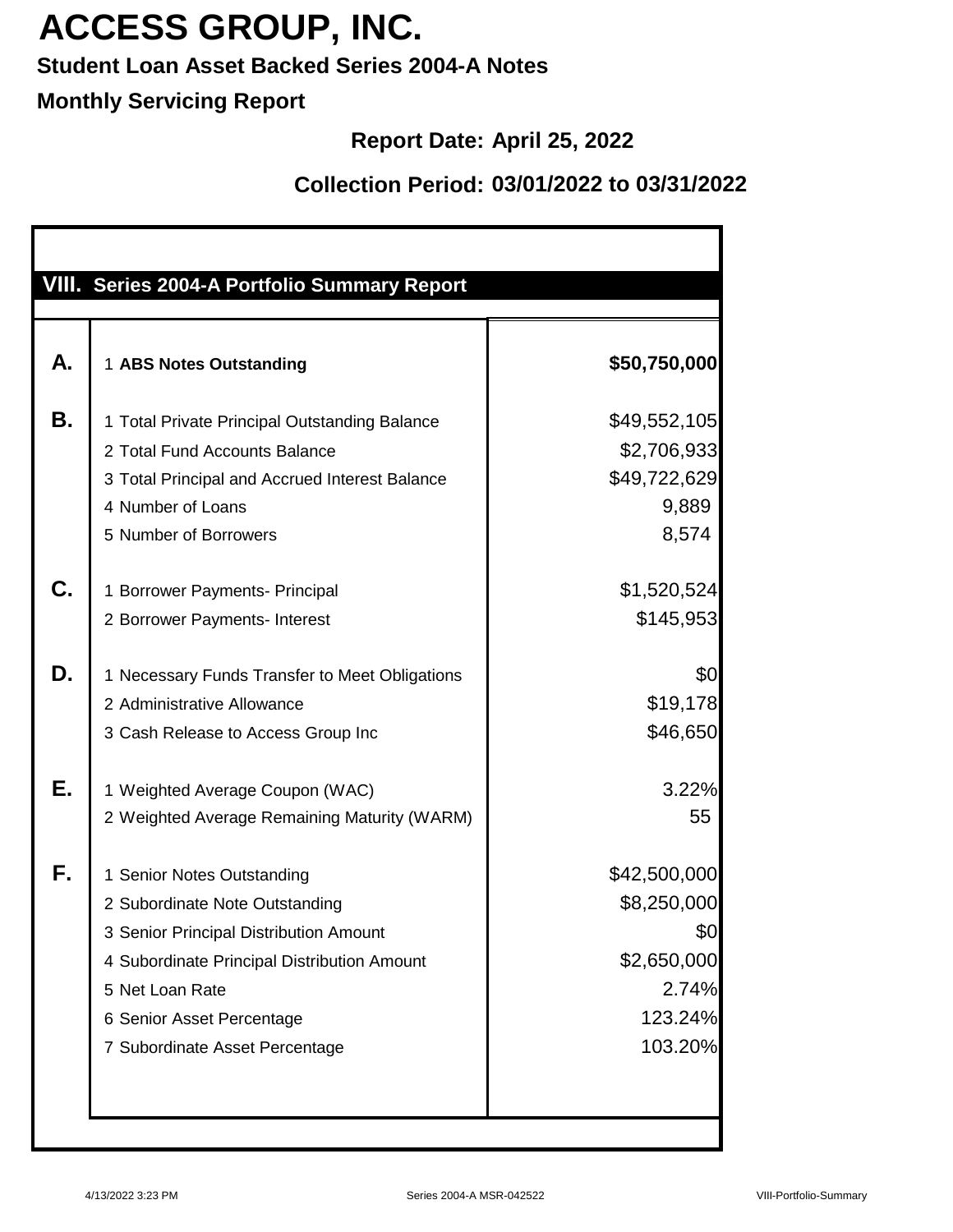# ACCESS GROUP, INC.

**Student Loan Asset Backed Series 2004-A Notes**

**Monthly Servicing Report**

**Report Date: April 25, 2022**

**Collection Period: 03/01/2022 to 03/31/2022**

## VIII. Series 2004-A Portfolio Summary Report

| | | |
|---|---|---|
| **A.** | 1 **ABS Notes Outstanding** | **$50,750,000** |
| **B.** | 1 Total Private Principal Outstanding Balance | $49,552,105 |
| | 2 Total Fund Accounts Balance | $2,706,933 |
| | 3 Total Principal and Accrued Interest Balance | $49,722,629 |
| | 4 Number of Loans | 9,889 |
| | 5 Number of Borrowers | 8,574 |
| **C.** | 1 Borrower Payments- Principal | $1,520,524 |
| | 2 Borrower Payments- Interest | $145,953 |
| **D.** | 1 Necessary Funds Transfer to Meet Obligations | $0 |
| | 2 Administrative Allowance | $19,178 |
| | 3 Cash Release to Access Group Inc | $46,650 |
| **E.** | 1 Weighted Average Coupon (WAC) | 3.22% |
| | 2 Weighted Average Remaining Maturity (WARM) | 55 |
| **F.** | 1 Senior Notes Outstanding | $42,500,000 |
| | 2 Subordinate Note Outstanding | $8,250,000 |
| | 3 Senior Principal Distribution Amount | $0 |
| | 4 Subordinate Principal Distribution Amount | $2,650,000 |
| | 5 Net Loan Rate | 2.74% |
| | 6 Senior Asset Percentage | 123.24% |
| | 7 Subordinate Asset Percentage | 103.20% |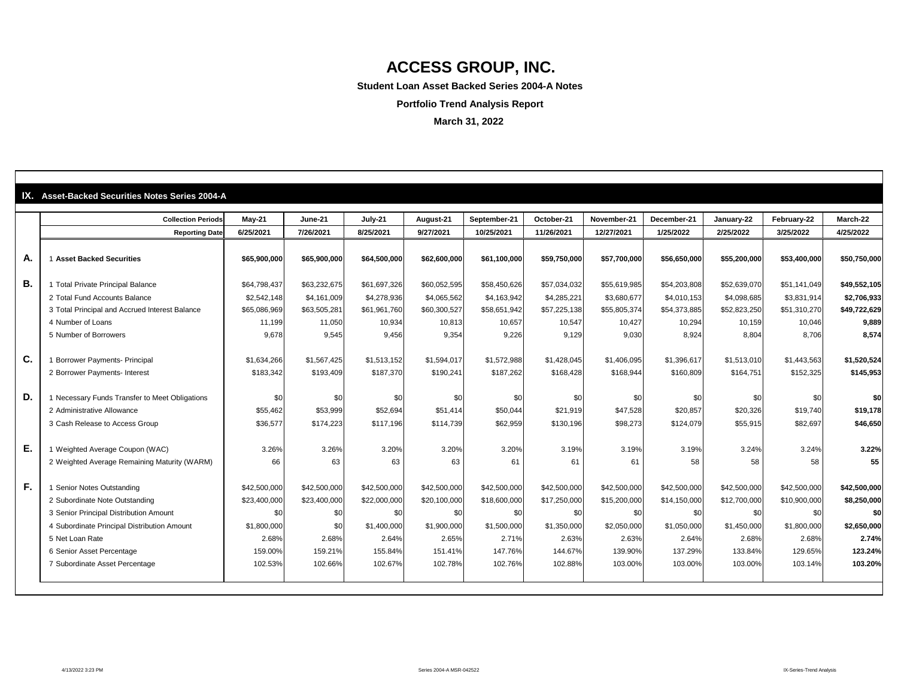# ACCESS GROUP, INC.

**Student Loan Asset Backed Series 2004-A Notes**

**Portfolio Trend Analysis Report**

**March 31, 2022**

## IX. Asset-Backed Securities Notes Series 2004-A

| | Collection Periods | May-21 | June-21 | July-21 | August-21 | September-21 | October-21 | November-21 | December-21 | January-22 | February-22 | March-22 |
|---|---|---|---|---|---|---|---|---|---|---|---|---|
| | Reporting Date | 6/25/2021 | 7/26/2021 | 8/25/2021 | 9/27/2021 | 10/25/2021 | 11/26/2021 | 12/27/2021 | 1/25/2022 | 2/25/2022 | 3/25/2022 | 4/25/2022 |
| **A.** | 1 **Asset Backed Securities** | **$65,900,000** | **$65,900,000** | **$64,500,000** | **$62,600,000** | **$61,100,000** | **$59,750,000** | **$57,700,000** | **$56,650,000** | **$55,200,000** | **$53,400,000** | **$50,750,000** |
| **B.** | 1 Total Private Principal Balance | $64,798,437 | $63,232,675 | $61,697,326 | $60,052,595 | $58,450,626 | $57,034,032 | $55,619,985 | $54,203,808 | $52,639,070 | $51,141,049 | **$49,552,105** |
| | 2 Total Fund Accounts Balance | $2,542,148 | $4,161,009 | $4,278,936 | $4,065,562 | $4,163,942 | $4,285,221 | $3,680,677 | $4,010,153 | $4,098,685 | $3,831,914 | **$2,706,933** |
| | 3 Total Principal and Accrued Interest Balance | $65,086,969 | $63,505,281 | $61,961,760 | $60,300,527 | $58,651,942 | $57,225,138 | $55,805,374 | $54,373,885 | $52,823,250 | $51,310,270 | **$49,722,629** |
| | 4 Number of Loans | 11,199 | 11,050 | 10,934 | 10,813 | 10,657 | 10,547 | 10,427 | 10,294 | 10,159 | 10,046 | **9,889** |
| | 5 Number of Borrowers | 9,678 | 9,545 | 9,456 | 9,354 | 9,226 | 9,129 | 9,030 | 8,924 | 8,804 | 8,706 | **8,574** |
| **C.** | 1 Borrower Payments- Principal | $1,634,266 | $1,567,425 | $1,513,152 | $1,594,017 | $1,572,988 | $1,428,045 | $1,406,095 | $1,396,617 | $1,513,010 | $1,443,563 | **$1,520,524** |
| | 2 Borrower Payments- Interest | $183,342 | $193,409 | $187,370 | $190,241 | $187,262 | $168,428 | $168,944 | $160,809 | $164,751 | $152,325 | **$145,953** |
| **D.** | 1 Necessary Funds Transfer to Meet Obligations | $0 | $0 | $0 | $0 | $0 | $0 | $0 | $0 | $0 | $0 | **$0** |
| | 2 Administrative Allowance | $55,462 | $53,999 | $52,694 | $51,414 | $50,044 | $21,919 | $47,528 | $20,857 | $20,326 | $19,740 | **$19,178** |
| | 3 Cash Release to Access Group | $36,577 | $174,223 | $117,196 | $114,739 | $62,959 | $130,196 | $98,273 | $124,079 | $55,915 | $82,697 | **$46,650** |
| **E.** | 1 Weighted Average Coupon (WAC) | 3.26% | 3.26% | 3.20% | 3.20% | 3.20% | 3.19% | 3.19% | 3.19% | 3.24% | 3.24% | **3.22%** |
| | 2 Weighted Average Remaining Maturity (WARM) | 66 | 63 | 63 | 63 | 61 | 61 | 61 | 58 | 58 | 58 | **55** |
| **F.** | 1 Senior Notes Outstanding | $42,500,000 | $42,500,000 | $42,500,000 | $42,500,000 | $42,500,000 | $42,500,000 | $42,500,000 | $42,500,000 | $42,500,000 | $42,500,000 | **$42,500,000** |
| | 2 Subordinate Note Outstanding | $23,400,000 | $23,400,000 | $22,000,000 | $20,100,000 | $18,600,000 | $17,250,000 | $15,200,000 | $14,150,000 | $12,700,000 | $10,900,000 | **$8,250,000** |
| | 3 Senior Principal Distribution Amount | $0 | $0 | $0 | $0 | $0 | $0 | $0 | $0 | $0 | $0 | **$0** |
| | 4 Subordinate Principal Distribution Amount | $1,800,000 | $0 | $1,400,000 | $1,900,000 | $1,500,000 | $1,350,000 | $2,050,000 | $1,050,000 | $1,450,000 | $1,800,000 | **$2,650,000** |
| | 5 Net Loan Rate | 2.68% | 2.68% | 2.64% | 2.65% | 2.71% | 2.63% | 2.63% | 2.64% | 2.68% | 2.68% | **2.74%** |
| | 6 Senior Asset Percentage | 159.00% | 159.21% | 155.84% | 151.41% | 147.76% | 144.67% | 139.90% | 137.29% | 133.84% | 129.65% | **123.24%** |
| | 7 Subordinate Asset Percentage | 102.53% | 102.66% | 102.67% | 102.78% | 102.76% | 102.88% | 103.00% | 103.00% | 103.00% | 103.14% | **103.20%** |